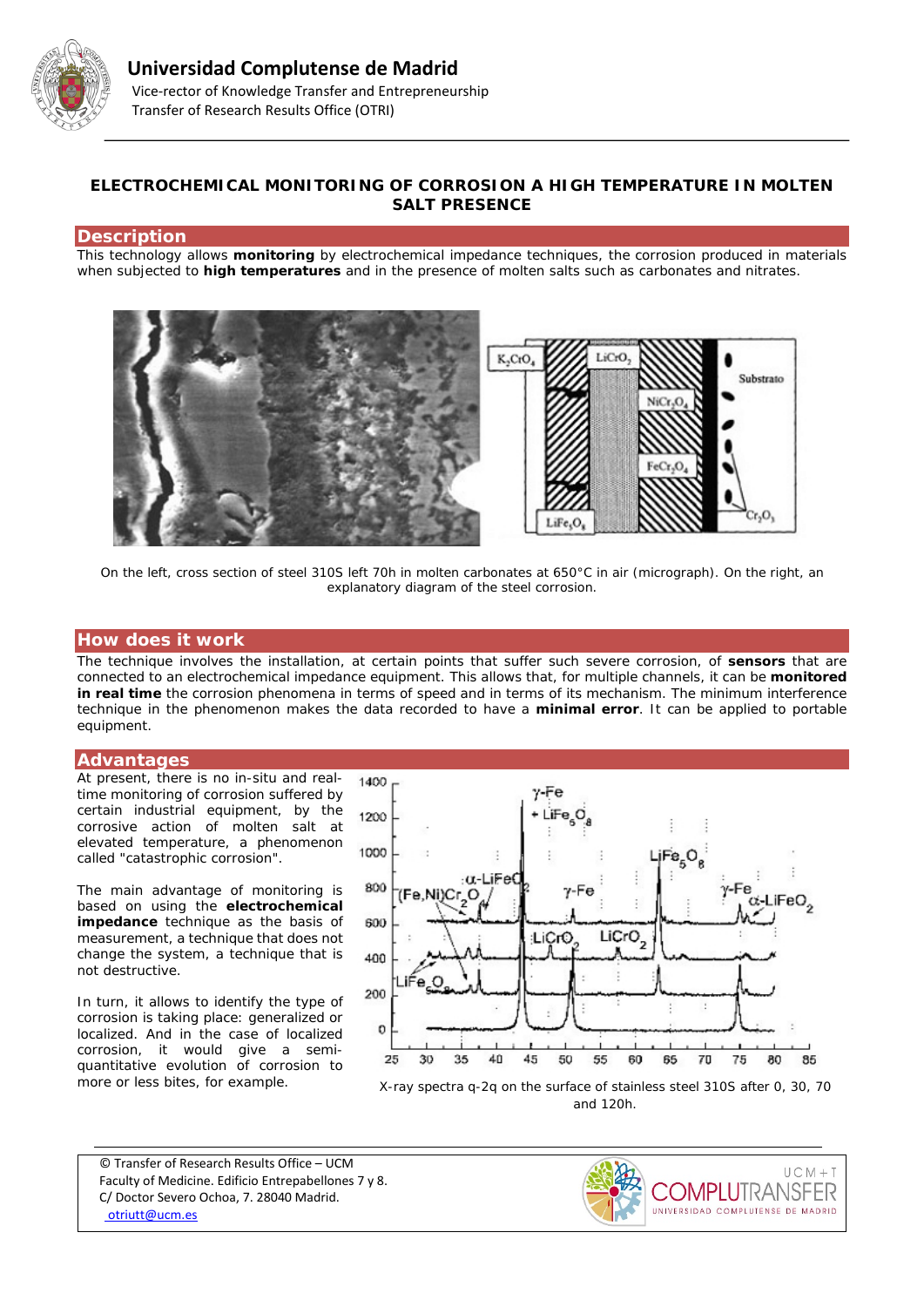# Universidad Complutense de Madrid

Vice-rector of Knowledge Transfer and Entrepreneurship
Transfer of Research Results Office (OTRI)

## ELECTROCHEMICAL MONITORING OF CORROSION A HIGH TEMPERATURE IN MOLTEN SALT PRESENCE

## Description

This technology allows **monitoring** by electrochemical impedance techniques, the corrosion produced in materials when subjected to **high temperatures** and in the presence of molten salts such as carbonates and nitrates.

On the left, cross section of steel 310S left 70h in molten carbonates at 650°C in air (micrograph). On the right, an explanatory diagram of the steel corrosion.

## How does it work

The technique involves the installation, at certain points that suffer such severe corrosion, of **sensors** that are connected to an electrochemical impedance equipment. This allows that, for multiple channels, it can be **monitored in real time** the corrosion phenomena in terms of speed and in terms of its mechanism. The minimum interference technique in the phenomenon makes the data recorded to have a **minimal error**. It can be applied to portable equipment.

## Advantages

At present, there is no in-situ and real-time monitoring of corrosion suffered by certain industrial equipment, by the corrosive action of molten salt at elevated temperature, a phenomenon called "catastrophic corrosion".

The main advantage of monitoring is based on using the **electrochemical impedance** technique as the basis of measurement, a technique that does not change the system, a technique that is not destructive.

In turn, it allows to identify the type of corrosion is taking place: generalized or localized. And in the case of localized corrosion, it would give a semi-quantitative evolution of corrosion to more or less bites, for example.

X-ray spectra q-2q on the surface of stainless steel 310S after 0, 30, 70 and 120h.

© Transfer of Research Results Office – UCM
Faculty of Medicine. Edificio Entrepabellones 7 y 8.
C/ Doctor Severo Ochoa, 7. 28040 Madrid.
otriutt@ucm.es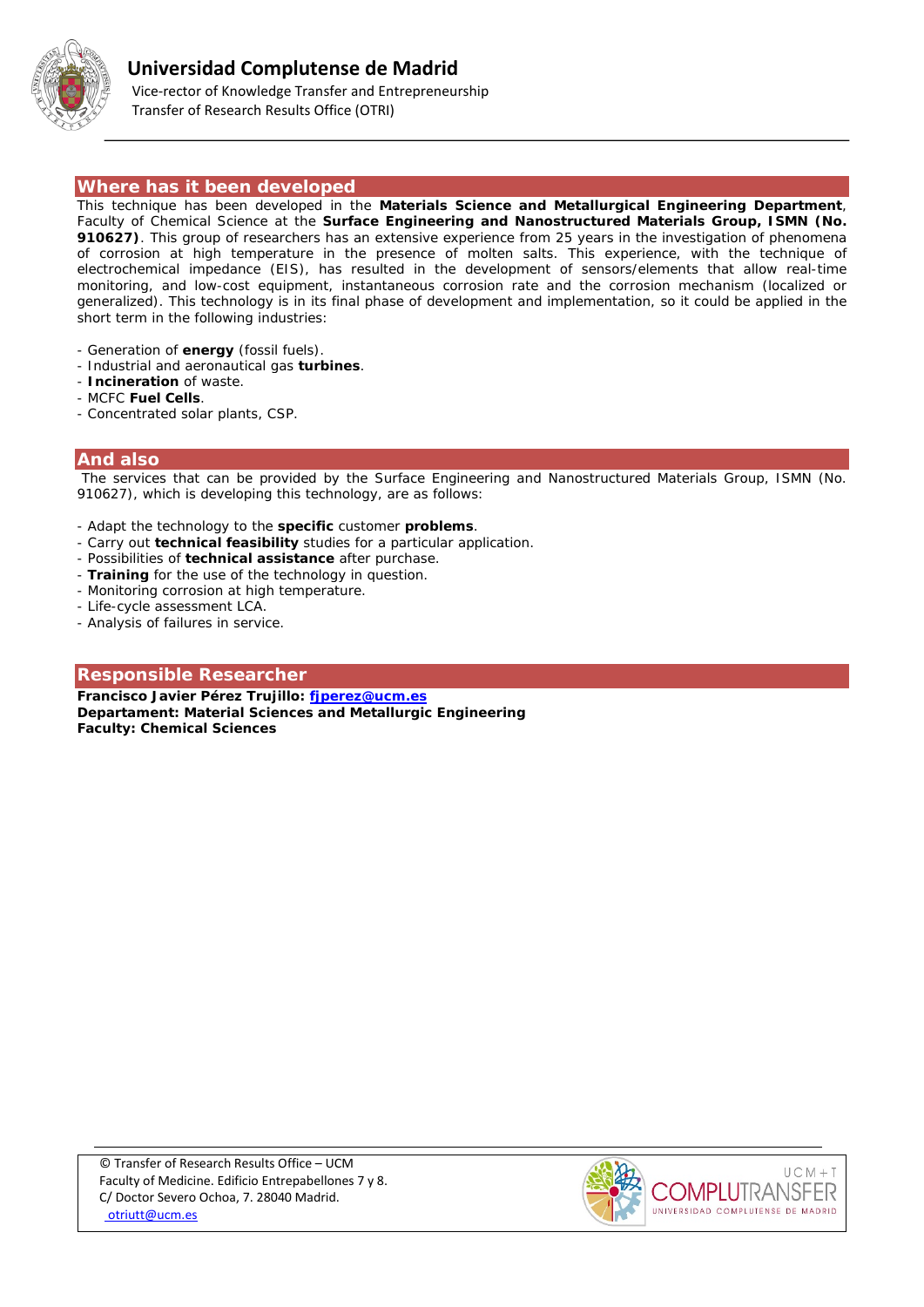## Where has it been developed

This technique has been developed in the **Materials Science and Metallurgical Engineering Department**, Faculty of Chemical Science at the **Surface Engineering and Nanostructured Materials Group, ISMN (No. 910627)**. This group of researchers has an extensive experience from 25 years in the investigation of phenomena of corrosion at high temperature in the presence of molten salts. This experience, with the technique of electrochemical impedance (EIS), has resulted in the development of sensors/elements that allow real-time monitoring, and low-cost equipment, instantaneous corrosion rate and the corrosion mechanism (localized or generalized). This technology is in its final phase of development and implementation, so it could be applied in the short term in the following industries:

- Generation of **energy** (fossil fuels).
- Industrial and aeronautical gas **turbines**.
- **Incineration** of waste.
- MCFC **Fuel Cells**.
- Concentrated solar plants, CSP.

## And also

The services that can be provided by the Surface Engineering and Nanostructured Materials Group, ISMN (No. 910627), which is developing this technology, are as follows:

- Adapt the technology to the **specific** customer **problems**.
- Carry out **technical feasibility** studies for a particular application.
- Possibilities of **technical assistance** after purchase.
- **Training** for the use of the technology in question.
- Monitoring corrosion at high temperature.
- Life-cycle assessment LCA.
- Analysis of failures in service.

## Responsible Researcher

**Francisco Javier Pérez Trujillo: fjperez@ucm.es**
**Departament: Material Sciences and Metallurgic Engineering**
**Faculty: Chemical Sciences**